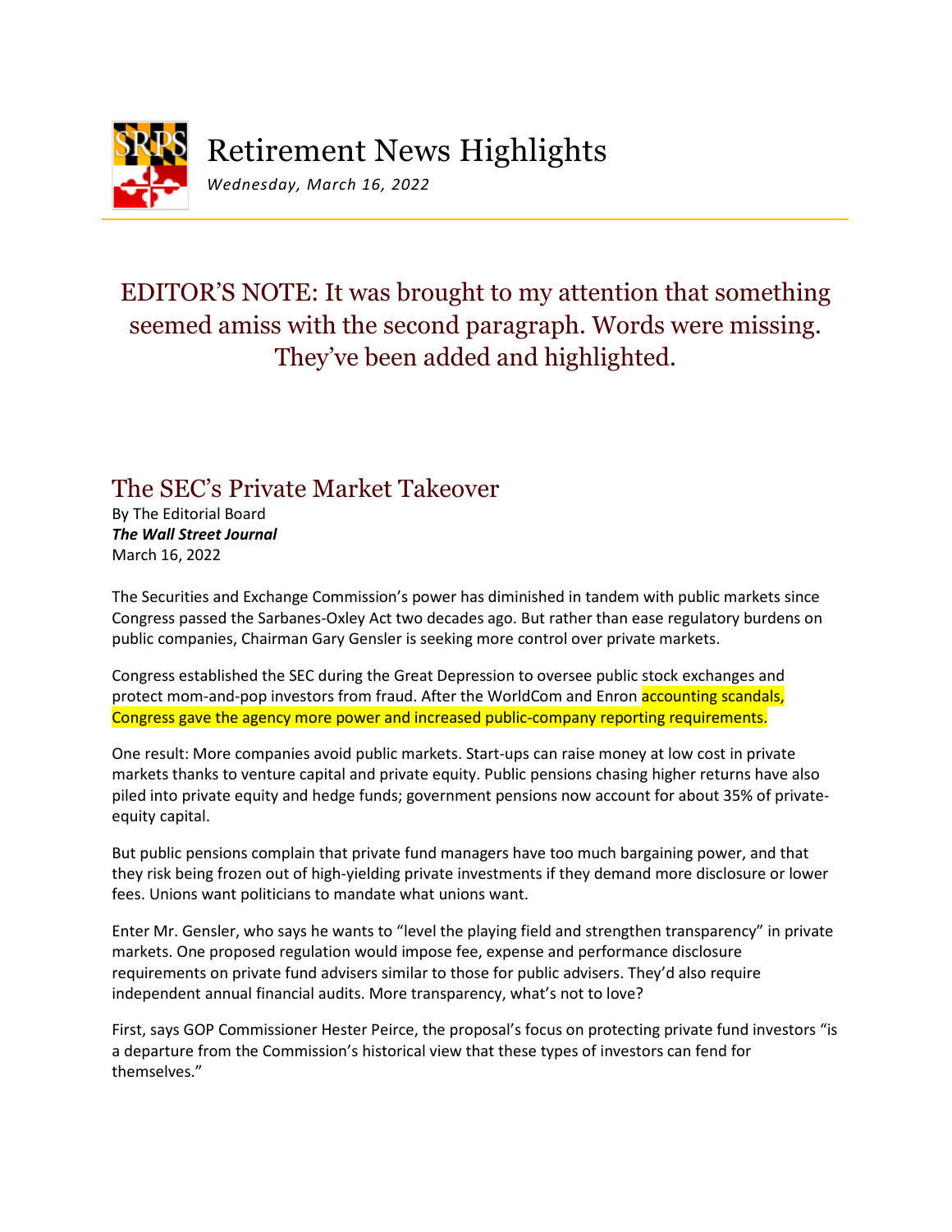# Retirement News Highlights

*Wednesday, March 16, 2022*

EDITOR'S NOTE: It was brought to my attention that something seemed amiss with the second paragraph. Words were missing. They've been added and highlighted.

## The SEC's Private Market Takeover

By The Editorial Board
***The Wall Street Journal***
March 16, 2022

The Securities and Exchange Commission's power has diminished in tandem with public markets since Congress passed the Sarbanes-Oxley Act two decades ago. But rather than ease regulatory burdens on public companies, Chairman Gary Gensler is seeking more control over private markets.

Congress established the SEC during the Great Depression to oversee public stock exchanges and protect mom-and-pop investors from fraud. After the WorldCom and Enron accounting scandals, Congress gave the agency more power and increased public-company reporting requirements.

One result: More companies avoid public markets. Start-ups can raise money at low cost in private markets thanks to venture capital and private equity. Public pensions chasing higher returns have also piled into private equity and hedge funds; government pensions now account for about 35% of private-equity capital.

But public pensions complain that private fund managers have too much bargaining power, and that they risk being frozen out of high-yielding private investments if they demand more disclosure or lower fees. Unions want politicians to mandate what unions want.

Enter Mr. Gensler, who says he wants to "level the playing field and strengthen transparency" in private markets. One proposed regulation would impose fee, expense and performance disclosure requirements on private fund advisers similar to those for public advisers. They'd also require independent annual financial audits. More transparency, what's not to love?

First, says GOP Commissioner Hester Peirce, the proposal's focus on protecting private fund investors "is a departure from the Commission's historical view that these types of investors can fend for themselves."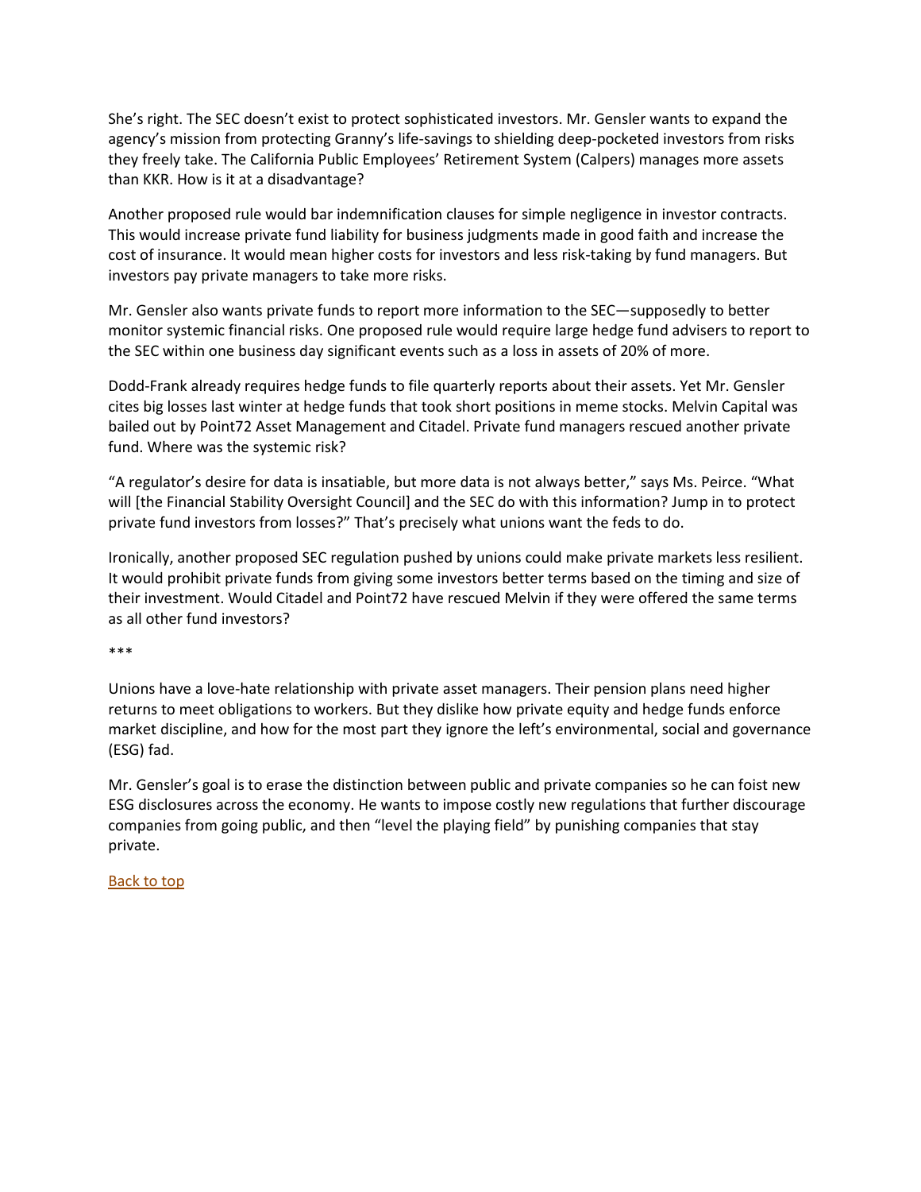She's right. The SEC doesn't exist to protect sophisticated investors. Mr. Gensler wants to expand the agency's mission from protecting Granny's life-savings to shielding deep-pocketed investors from risks they freely take. The California Public Employees' Retirement System (Calpers) manages more assets than KKR. How is it at a disadvantage?

Another proposed rule would bar indemnification clauses for simple negligence in investor contracts. This would increase private fund liability for business judgments made in good faith and increase the cost of insurance. It would mean higher costs for investors and less risk-taking by fund managers. But investors pay private managers to take more risks.

Mr. Gensler also wants private funds to report more information to the SEC—supposedly to better monitor systemic financial risks. One proposed rule would require large hedge fund advisers to report to the SEC within one business day significant events such as a loss in assets of 20% of more.

Dodd-Frank already requires hedge funds to file quarterly reports about their assets. Yet Mr. Gensler cites big losses last winter at hedge funds that took short positions in meme stocks. Melvin Capital was bailed out by Point72 Asset Management and Citadel. Private fund managers rescued another private fund. Where was the systemic risk?

"A regulator's desire for data is insatiable, but more data is not always better," says Ms. Peirce. "What will [the Financial Stability Oversight Council] and the SEC do with this information? Jump in to protect private fund investors from losses?" That's precisely what unions want the feds to do.

Ironically, another proposed SEC regulation pushed by unions could make private markets less resilient. It would prohibit private funds from giving some investors better terms based on the timing and size of their investment. Would Citadel and Point72 have rescued Melvin if they were offered the same terms as all other fund investors?

***

Unions have a love-hate relationship with private asset managers. Their pension plans need higher returns to meet obligations to workers. But they dislike how private equity and hedge funds enforce market discipline, and how for the most part they ignore the left's environmental, social and governance (ESG) fad.

Mr. Gensler's goal is to erase the distinction between public and private companies so he can foist new ESG disclosures across the economy. He wants to impose costly new regulations that further discourage companies from going public, and then "level the playing field" by punishing companies that stay private.

Back to top